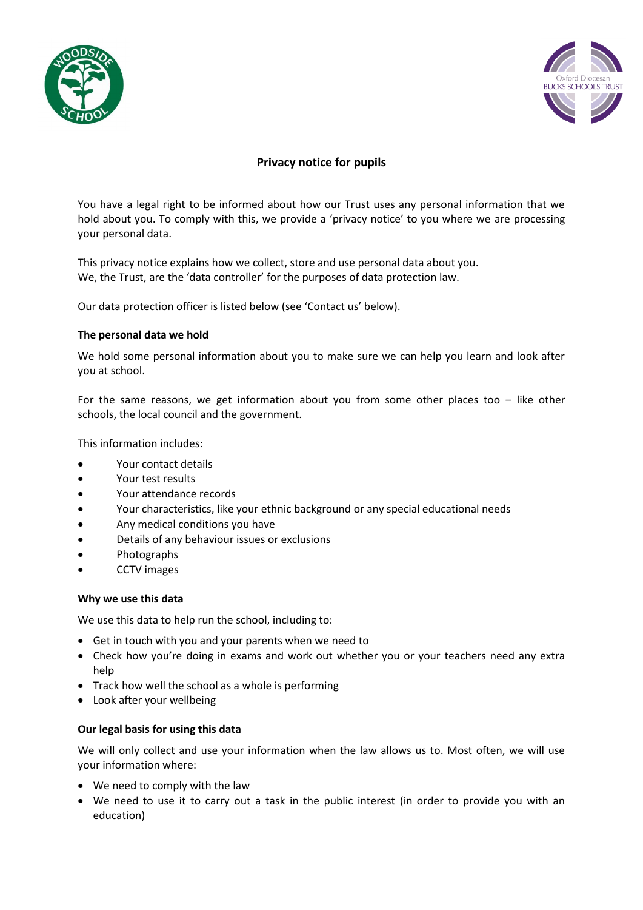# Privacy notice for pupils

You have a legal right to be informed about how our Trust uses any personal information that we hold about you. To comply with this, we provide a 'privacy notice' to you where we are processing your personal data.

This privacy notice explains how we collect, store and use personal data about you.
We, the Trust, are the 'data controller' for the purposes of data protection law.

Our data protection officer is listed below (see 'Contact us' below).

**The personal data we hold**

We hold some personal information about you to make sure we can help you learn and look after you at school.

For the same reasons, we get information about you from some other places too – like other schools, the local council and the government.

This information includes:

- Your contact details
- Your test results
- Your attendance records
- Your characteristics, like your ethnic background or any special educational needs
- Any medical conditions you have
- Details of any behaviour issues or exclusions
- Photographs
- CCTV images

**Why we use this data**

We use this data to help run the school, including to:

- Get in touch with you and your parents when we need to
- Check how you're doing in exams and work out whether you or your teachers need any extra help
- Track how well the school as a whole is performing
- Look after your wellbeing

**Our legal basis for using this data**

We will only collect and use your information when the law allows us to. Most often, we will use your information where:

- We need to comply with the law
- We need to use it to carry out a task in the public interest (in order to provide you with an education)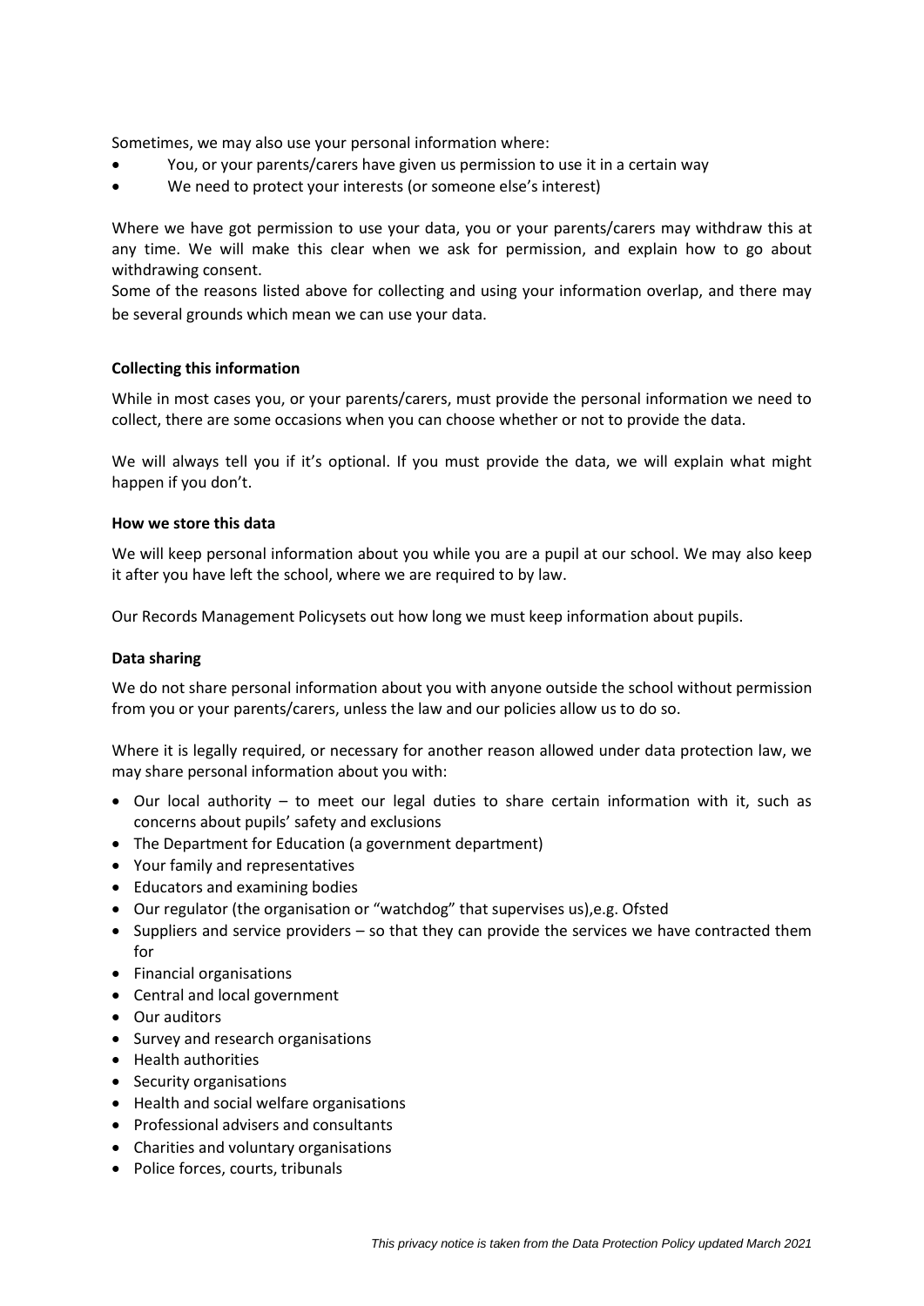Sometimes, we may also use your personal information where:

- You, or your parents/carers have given us permission to use it in a certain way
- We need to protect your interests (or someone else's interest)

Where we have got permission to use your data, you or your parents/carers may withdraw this at any time. We will make this clear when we ask for permission, and explain how to go about withdrawing consent.
Some of the reasons listed above for collecting and using your information overlap, and there may be several grounds which mean we can use your data.

**Collecting this information**

While in most cases you, or your parents/carers, must provide the personal information we need to collect, there are some occasions when you can choose whether or not to provide the data.

We will always tell you if it's optional. If you must provide the data, we will explain what might happen if you don't.

**How we store this data**

We will keep personal information about you while you are a pupil at our school. We may also keep it after you have left the school, where we are required to by law.

Our Records Management Policysets out how long we must keep information about pupils.

**Data sharing**

We do not share personal information about you with anyone outside the school without permission from you or your parents/carers, unless the law and our policies allow us to do so.

Where it is legally required, or necessary for another reason allowed under data protection law, we may share personal information about you with:

- Our local authority – to meet our legal duties to share certain information with it, such as concerns about pupils' safety and exclusions
- The Department for Education (a government department)
- Your family and representatives
- Educators and examining bodies
- Our regulator (the organisation or "watchdog" that supervises us),e.g. Ofsted
- Suppliers and service providers – so that they can provide the services we have contracted them for
- Financial organisations
- Central and local government
- Our auditors
- Survey and research organisations
- Health authorities
- Security organisations
- Health and social welfare organisations
- Professional advisers and consultants
- Charities and voluntary organisations
- Police forces, courts, tribunals

*This privacy notice is taken from the Data Protection Policy updated March 2021*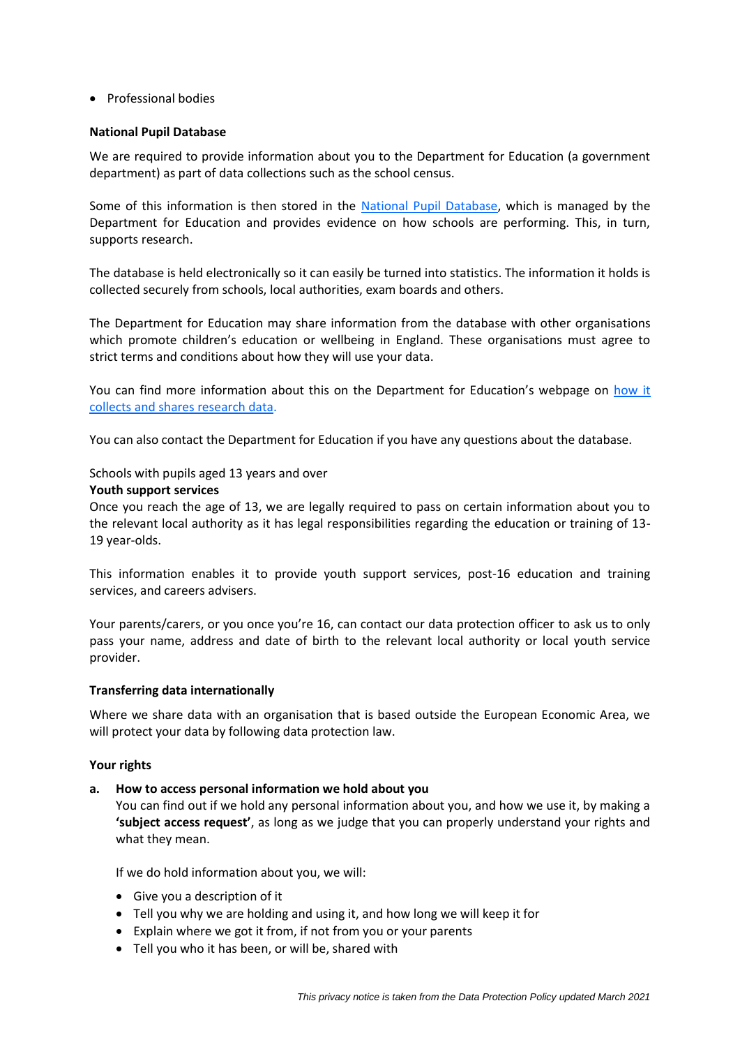- Professional bodies

**National Pupil Database**

We are required to provide information about you to the Department for Education (a government department) as part of data collections such as the school census.

Some of this information is then stored in the [National Pupil Database](), which is managed by the Department for Education and provides evidence on how schools are performing. This, in turn, supports research.

The database is held electronically so it can easily be turned into statistics. The information it holds is collected securely from schools, local authorities, exam boards and others.

The Department for Education may share information from the database with other organisations which promote children's education or wellbeing in England. These organisations must agree to strict terms and conditions about how they will use your data.

You can find more information about this on the Department for Education's webpage on [how it collects and shares research data]().

You can also contact the Department for Education if you have any questions about the database.

Schools with pupils aged 13 years and over

**Youth support services**

Once you reach the age of 13, we are legally required to pass on certain information about you to the relevant local authority as it has legal responsibilities regarding the education or training of 13-19 year-olds.

This information enables it to provide youth support services, post-16 education and training services, and careers advisers.

Your parents/carers, or you once you're 16, can contact our data protection officer to ask us to only pass your name, address and date of birth to the relevant local authority or local youth service provider.

**Transferring data internationally**

Where we share data with an organisation that is based outside the European Economic Area, we will protect your data by following data protection law.

**Your rights**

**a. How to access personal information we hold about you**

You can find out if we hold any personal information about you, and how we use it, by making a **'subject access request'**, as long as we judge that you can properly understand your rights and what they mean.

If we do hold information about you, we will:

- Give you a description of it
- Tell you why we are holding and using it, and how long we will keep it for
- Explain where we got it from, if not from you or your parents
- Tell you who it has been, or will be, shared with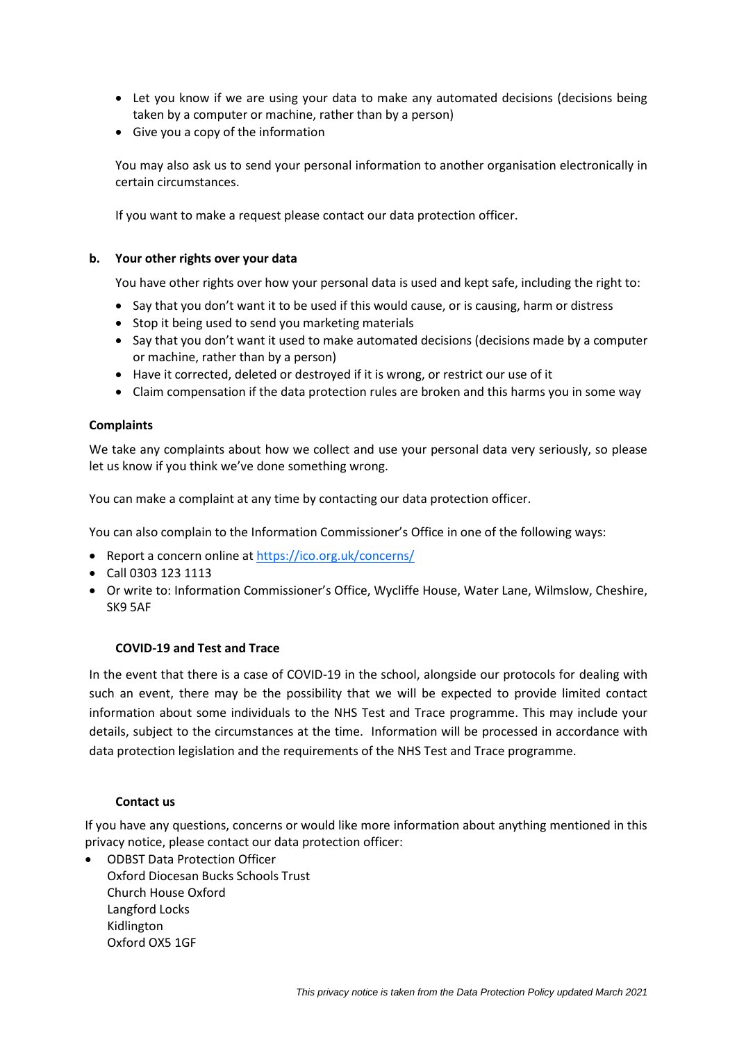- Let you know if we are using your data to make any automated decisions (decisions being taken by a computer or machine, rather than by a person)
- Give you a copy of the information

You may also ask us to send your personal information to another organisation electronically in certain circumstances.

If you want to make a request please contact our data protection officer.

**b. Your other rights over your data**

You have other rights over how your personal data is used and kept safe, including the right to:

- Say that you don't want it to be used if this would cause, or is causing, harm or distress
- Stop it being used to send you marketing materials
- Say that you don't want it used to make automated decisions (decisions made by a computer or machine, rather than by a person)
- Have it corrected, deleted or destroyed if it is wrong, or restrict our use of it
- Claim compensation if the data protection rules are broken and this harms you in some way

**Complaints**

We take any complaints about how we collect and use your personal data very seriously, so please let us know if you think we've done something wrong.

You can make a complaint at any time by contacting our data protection officer.

You can also complain to the Information Commissioner's Office in one of the following ways:

- Report a concern online at https://ico.org.uk/concerns/
- Call 0303 123 1113
- Or write to: Information Commissioner's Office, Wycliffe House, Water Lane, Wilmslow, Cheshire, SK9 5AF

**COVID-19 and Test and Trace**

In the event that there is a case of COVID-19 in the school, alongside our protocols for dealing with such an event, there may be the possibility that we will be expected to provide limited contact information about some individuals to the NHS Test and Trace programme. This may include your details, subject to the circumstances at the time. Information will be processed in accordance with data protection legislation and the requirements of the NHS Test and Trace programme.

**Contact us**

If you have any questions, concerns or would like more information about anything mentioned in this privacy notice, please contact our data protection officer:

- ODBST Data Protection Officer
  Oxford Diocesan Bucks Schools Trust
  Church House Oxford
  Langford Locks
  Kidlington
  Oxford OX5 1GF

*This privacy notice is taken from the Data Protection Policy updated March 2021*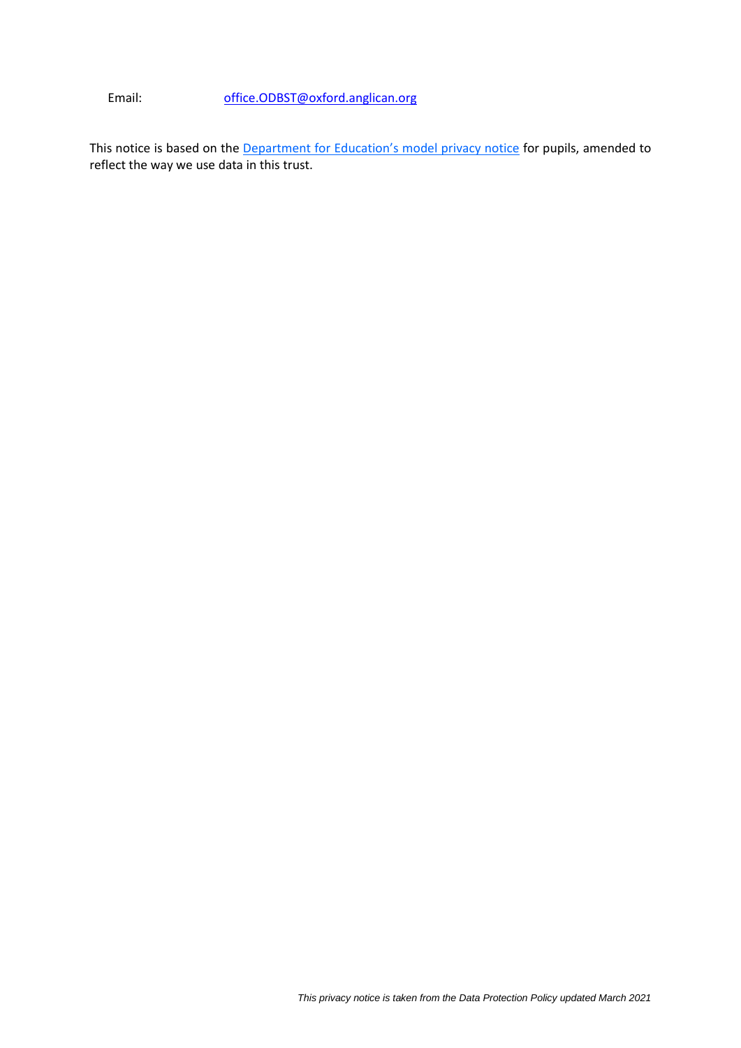Email: office.ODBST@oxford.anglican.org

This notice is based on the Department for Education's model privacy notice for pupils, amended to reflect the way we use data in this trust.

*This privacy notice is taken from the Data Protection Policy updated March 2021*